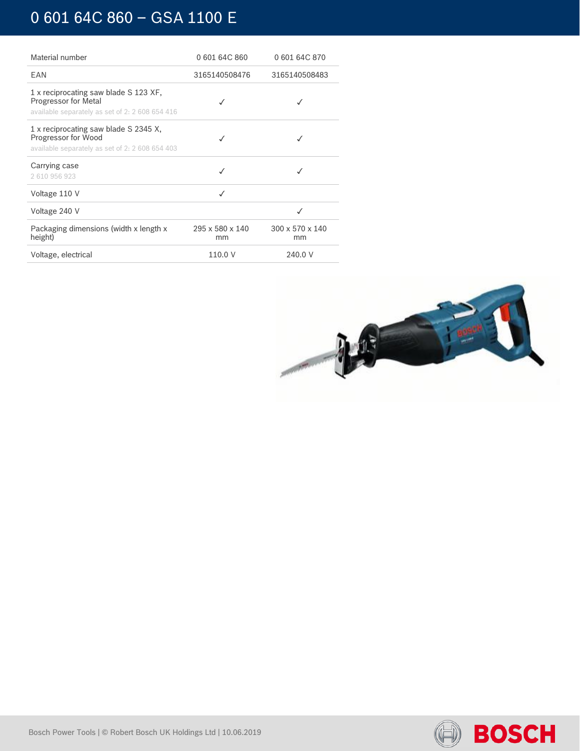# 0 601 64C 860 – GSA 1100 E

| Material number | 0 601 64C 860 | 0 601 64C 870 |
| --- | --- | --- |
| EAN | 3165140508476 | 3165140508483 |
| 1 x reciprocating saw blade S 123 XF, Progressor for Metal<br>available separately as set of 2: 2 608 654 416 | ✓ | ✓ |
| 1 x reciprocating saw blade S 2345 X, Progressor for Wood<br>available separately as set of 2: 2 608 654 403 | ✓ | ✓ |
| Carrying case<br>2 610 956 923 | ✓ | ✓ |
| Voltage 110 V | ✓ | |
| Voltage 240 V | | ✓ |
| Packaging dimensions (width x length x height) | 295 x 580 x 140 mm | 300 x 570 x 140 mm |
| Voltage, electrical | 110.0 V | 240.0 V |

Bosch Power Tools | © Robert Bosch UK Holdings Ltd | 10.06.2019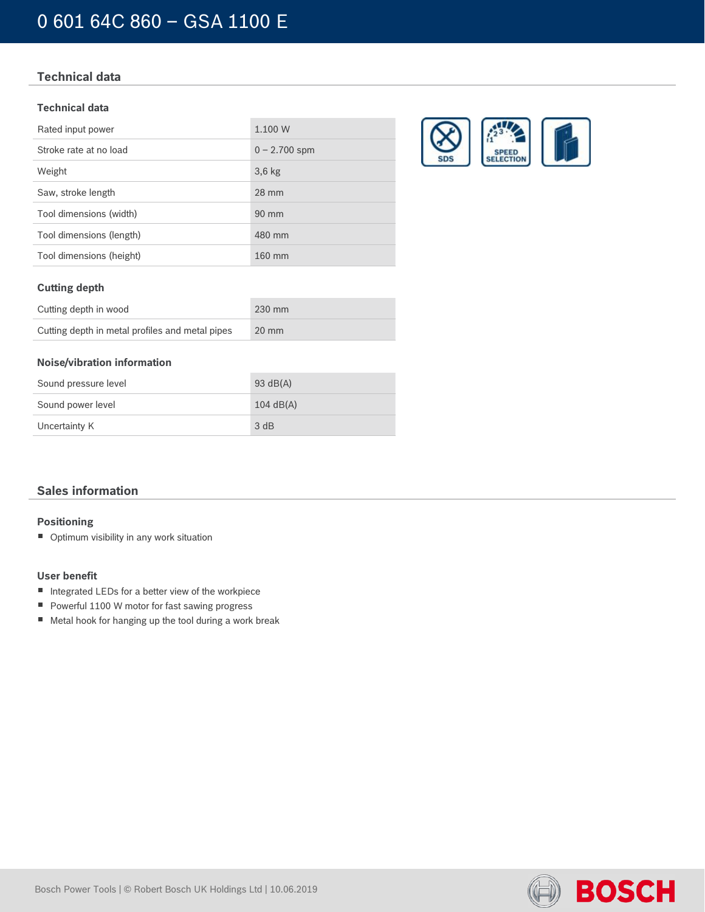# 0 601 64C 860 – GSA 1100 E

## Technical data

### Technical data

| | |
|---|---|
| Rated input power | 1.100 W |
| Stroke rate at no load | 0 – 2.700 spm |
| Weight | 3,6 kg |
| Saw, stroke length | 28 mm |
| Tool dimensions (width) | 90 mm |
| Tool dimensions (length) | 480 mm |
| Tool dimensions (height) | 160 mm |

### Cutting depth

| | |
|---|---|
| Cutting depth in wood | 230 mm |
| Cutting depth in metal profiles and metal pipes | 20 mm |

### Noise/vibration information

| | |
|---|---|
| Sound pressure level | 93 dB(A) |
| Sound power level | 104 dB(A) |
| Uncertainty K | 3 dB |

SDS

SPEED SELECTION

## Sales information

### Positioning

- Optimum visibility in any work situation

### User benefit

- Integrated LEDs for a better view of the workpiece
- Powerful 1100 W motor for fast sawing progress
- Metal hook for hanging up the tool during a work break

Bosch Power Tools | © Robert Bosch UK Holdings Ltd | 10.06.2019

BOSCH